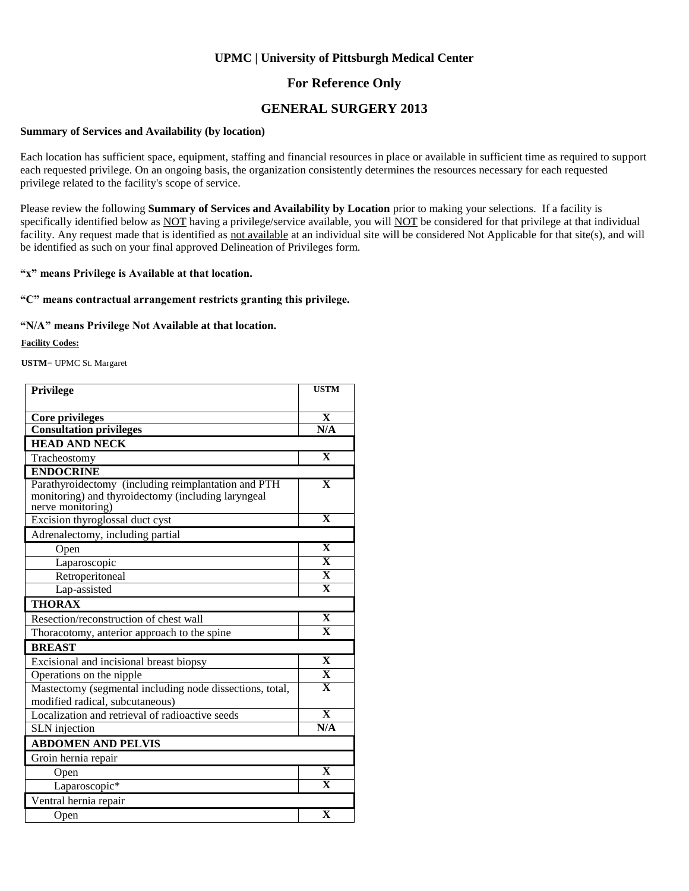## UPMC | University of Pittsburgh Medical Center

## For Reference Only

## GENERAL SURGERY 2013

**Summary of Services and Availability (by location)**

Each location has sufficient space, equipment, staffing and financial resources in place or available in sufficient time as required to support each requested privilege. On an ongoing basis, the organization consistently determines the resources necessary for each requested privilege related to the facility's scope of service.

Please review the following **Summary of Services and Availability by Location** prior to making your selections. If a facility is specifically identified below as NOT having a privilege/service available, you will NOT be considered for that privilege at that individual facility. Any request made that is identified as not available at an individual site will be considered Not Applicable for that site(s), and will be identified as such on your final approved Delineation of Privileges form.

**"x" means Privilege is Available at that location.**

**"C" means contractual arrangement restricts granting this privilege.**

**"N/A" means Privilege Not Available at that location.**

**Facility Codes:**

**USTM**= UPMC St. Margaret

| Privilege | USTM |
|---|---|
| **Core privileges** | **X** |
| **Consultation privileges** | **N/A** |
| **HEAD AND NECK** | |
| Tracheostomy | **X** |
| **ENDOCRINE** | |
| Parathyroidectomy (including reimplantation and PTH monitoring) and thyroidectomy (including laryngeal nerve monitoring) | **X** |
| Excision thyroglossal duct cyst | **X** |
| Adrenalectomy, including partial | |
| Open | **X** |
| Laparoscopic | **X** |
| Retroperitoneal | **X** |
| Lap-assisted | **X** |
| **THORAX** | |
| Resection/reconstruction of chest wall | **X** |
| Thoracotomy, anterior approach to the spine | **X** |
| **BREAST** | |
| Excisional and incisional breast biopsy | **X** |
| Operations on the nipple | **X** |
| Mastectomy (segmental including node dissections, total, modified radical, subcutaneous) | **X** |
| Localization and retrieval of radioactive seeds | **X** |
| SLN injection | **N/A** |
| **ABDOMEN AND PELVIS** | |
| Groin hernia repair | |
| Open | **X** |
| Laparoscopic* | **X** |
| Ventral hernia repair | |
| Open | **X** |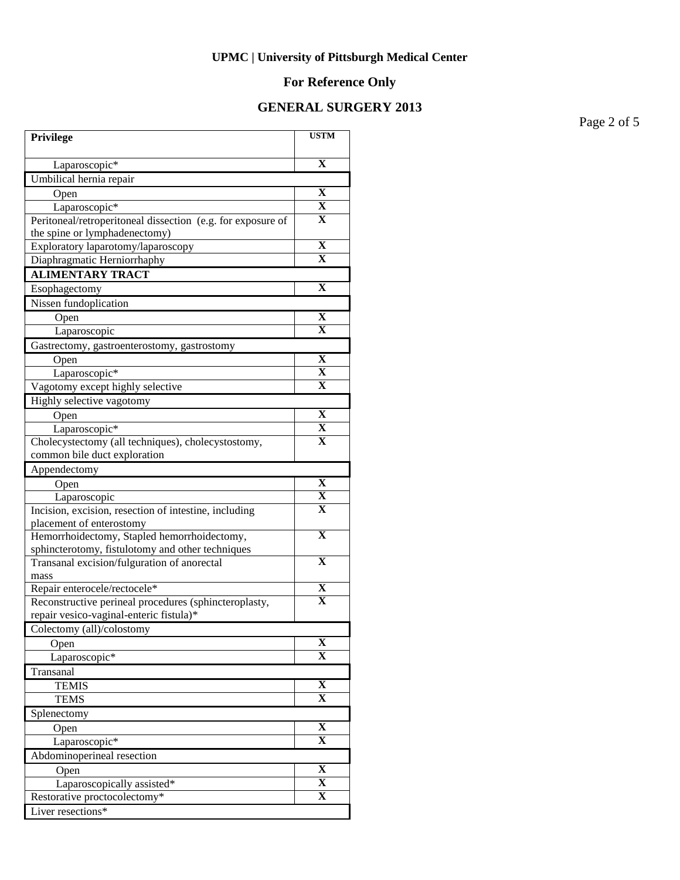**UPMC | University of Pittsburgh Medical Center**

**For Reference Only**

**GENERAL SURGERY 2013**

| Privilege | USTM |
|---|---|
| Laparoscopic* | X |
| Umbilical hernia repair | |
| Open | X |
| Laparoscopic* | X |
| Peritoneal/retroperitoneal dissection (e.g. for exposure of the spine or lymphadenectomy) | X |
| Exploratory laparotomy/laparoscopy | X |
| Diaphragmatic Herniorrhaphy | X |
| **ALIMENTARY TRACT** | |
| Esophagectomy | X |
| Nissen fundoplication | |
| Open | X |
| Laparoscopic | X |
| Gastrectomy, gastroenterostomy, gastrostomy | |
| Open | X |
| Laparoscopic* | X |
| Vagotomy except highly selective | X |
| Highly selective vagotomy | |
| Open | X |
| Laparoscopic* | X |
| Cholecystectomy (all techniques), cholecystostomy, common bile duct exploration | X |
| Appendectomy | |
| Open | X |
| Laparoscopic | X |
| Incision, excision, resection of intestine, including placement of enterostomy | X |
| Hemorrhoidectomy, Stapled hemorrhoidectomy, sphincterotomy, fistulotomy and other techniques | X |
| Transanal excision/fulguration of anorectal mass | X |
| Repair enterocele/rectocele* | X |
| Reconstructive perineal procedures (sphincteroplasty, repair vesico-vaginal-enteric fistula)* | X |
| Colectomy (all)/colostomy | |
| Open | X |
| Laparoscopic* | X |
| Transanal | |
| TEMIS | X |
| TEMS | X |
| Splenectomy | |
| Open | X |
| Laparoscopic* | X |
| Abdominoperineal resection | |
| Open | X |
| Laparoscopically assisted* | X |
| Restorative proctocolectomy* | X |
| Liver resections* | |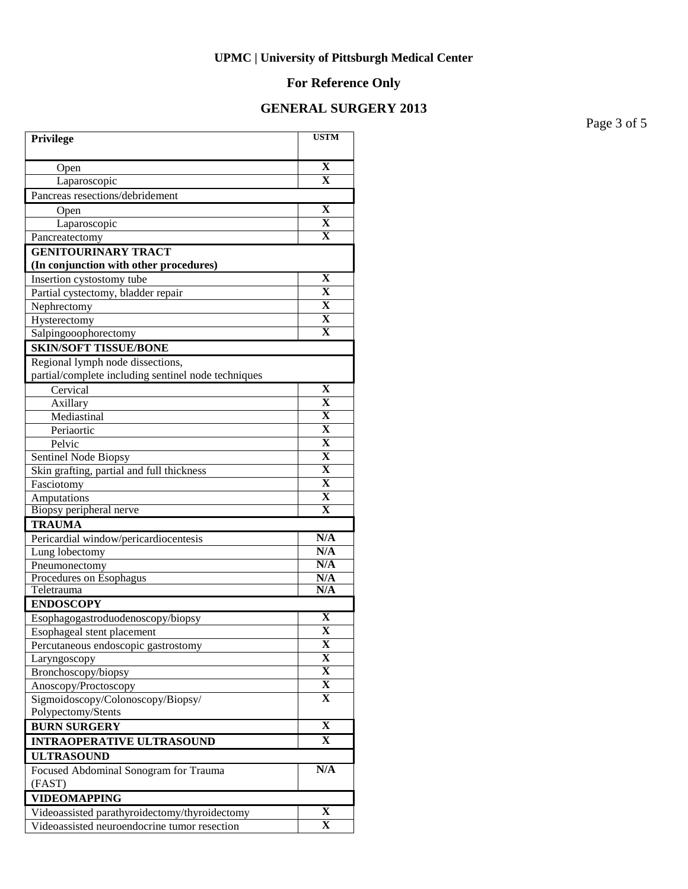**UPMC | University of Pittsburgh Medical Center**

**For Reference Only**

**GENERAL SURGERY 2013**

| Privilege | USTM |
|---|---|
| Open | X |
| Laparoscopic | X |
| Pancreas resections/debridement | |
| Open | X |
| Laparoscopic | X |
| Pancreatectomy | X |
| **GENITOURINARY TRACT (In conjunction with other procedures)** | |
| Insertion cystostomy tube | X |
| Partial cystectomy, bladder repair | X |
| Nephrectomy | X |
| Hysterectomy | X |
| Salpingooophorectomy | X |
| **SKIN/SOFT TISSUE/BONE** | |
| Regional lymph node dissections, partial/complete including sentinel node techniques | |
| Cervical | X |
| Axillary | X |
| Mediastinal | X |
| Periaortic | X |
| Pelvic | X |
| Sentinel Node Biopsy | X |
| Skin grafting, partial and full thickness | X |
| Fasciotomy | X |
| Amputations | X |
| Biopsy peripheral nerve | X |
| **TRAUMA** | |
| Pericardial window/pericardiocentesis | N/A |
| Lung lobectomy | N/A |
| Pneumonectomy | N/A |
| Procedures on Esophagus | N/A |
| Teletrauma | N/A |
| **ENDOSCOPY** | |
| Esophagogastroduodenoscopy/biopsy | X |
| Esophageal stent placement | X |
| Percutaneous endoscopic gastrostomy | X |
| Laryngoscopy | X |
| Bronchoscopy/biopsy | X |
| Anoscopy/Proctoscopy | X |
| Sigmoidoscopy/Colonoscopy/Biopsy/ Polypectomy/Stents | X |
| **BURN SURGERY** | X |
| **INTRAOPERATIVE ULTRASOUND** | X |
| **ULTRASOUND** | |
| Focused Abdominal Sonogram for Trauma (FAST) | N/A |
| **VIDEOMAPPING** | |
| Videoassisted parathyroidectomy/thyroidectomy | X |
| Videoassisted neuroendocrine tumor resection | X |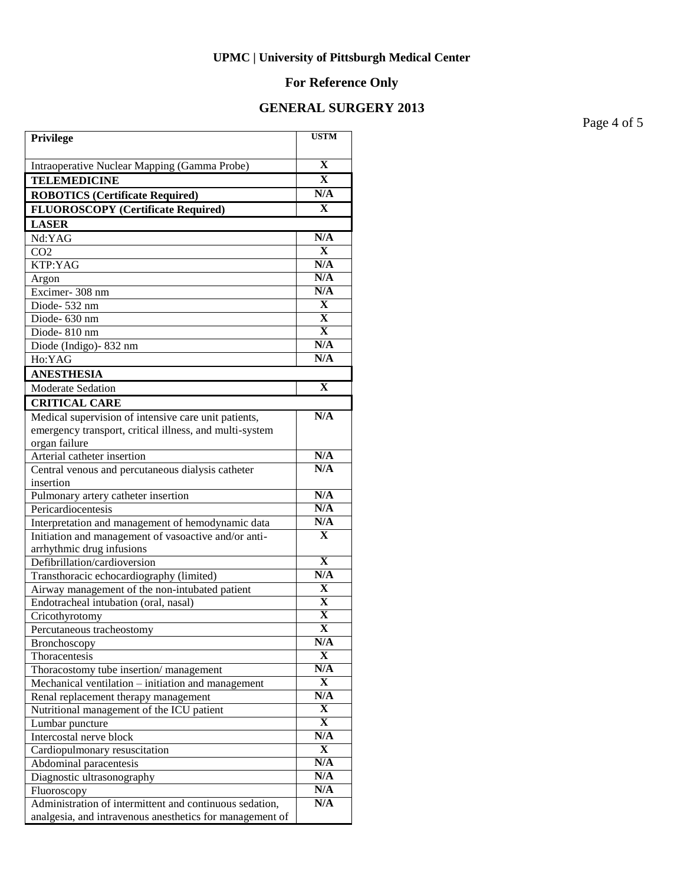**UPMC | University of Pittsburgh Medical Center**

**For Reference Only**

**GENERAL SURGERY 2013**

| Privilege | USTM |
|---|---|
| Intraoperative Nuclear Mapping (Gamma Probe) | X |
| **TELEMEDICINE** | X |
| **ROBOTICS (Certificate Required)** | N/A |
| **FLUOROSCOPY (Certificate Required)** | X |
| **LASER** | |
| Nd:YAG | N/A |
| CO2 | X |
| KTP:YAG | N/A |
| Argon | N/A |
| Excimer- 308 nm | N/A |
| Diode- 532 nm | X |
| Diode- 630 nm | X |
| Diode- 810 nm | X |
| Diode (Indigo)- 832 nm | N/A |
| Ho:YAG | N/A |
| **ANESTHESIA** | |
| Moderate Sedation | X |
| **CRITICAL CARE** | |
| Medical supervision of intensive care unit patients, emergency transport, critical illness, and multi-system organ failure | N/A |
| Arterial catheter insertion | N/A |
| Central venous and percutaneous dialysis catheter insertion | N/A |
| Pulmonary artery catheter insertion | N/A |
| Pericardiocentesis | N/A |
| Interpretation and management of hemodynamic data | N/A |
| Initiation and management of vasoactive and/or anti-arrhythmic drug infusions | X |
| Defibrillation/cardioversion | X |
| Transthoracic echocardiography (limited) | N/A |
| Airway management of the non-intubated patient | X |
| Endotracheal intubation (oral, nasal) | X |
| Cricothyrotomy | X |
| Percutaneous tracheostomy | X |
| Bronchoscopy | N/A |
| Thoracentesis | X |
| Thoracostomy tube insertion/ management | N/A |
| Mechanical ventilation – initiation and management | X |
| Renal replacement therapy management | N/A |
| Nutritional management of the ICU patient | X |
| Lumbar puncture | X |
| Intercostal nerve block | N/A |
| Cardiopulmonary resuscitation | X |
| Abdominal paracentesis | N/A |
| Diagnostic ultrasonography | N/A |
| Fluoroscopy | N/A |
| Administration of intermittent and continuous sedation, analgesia, and intravenous anesthetics for management of | N/A |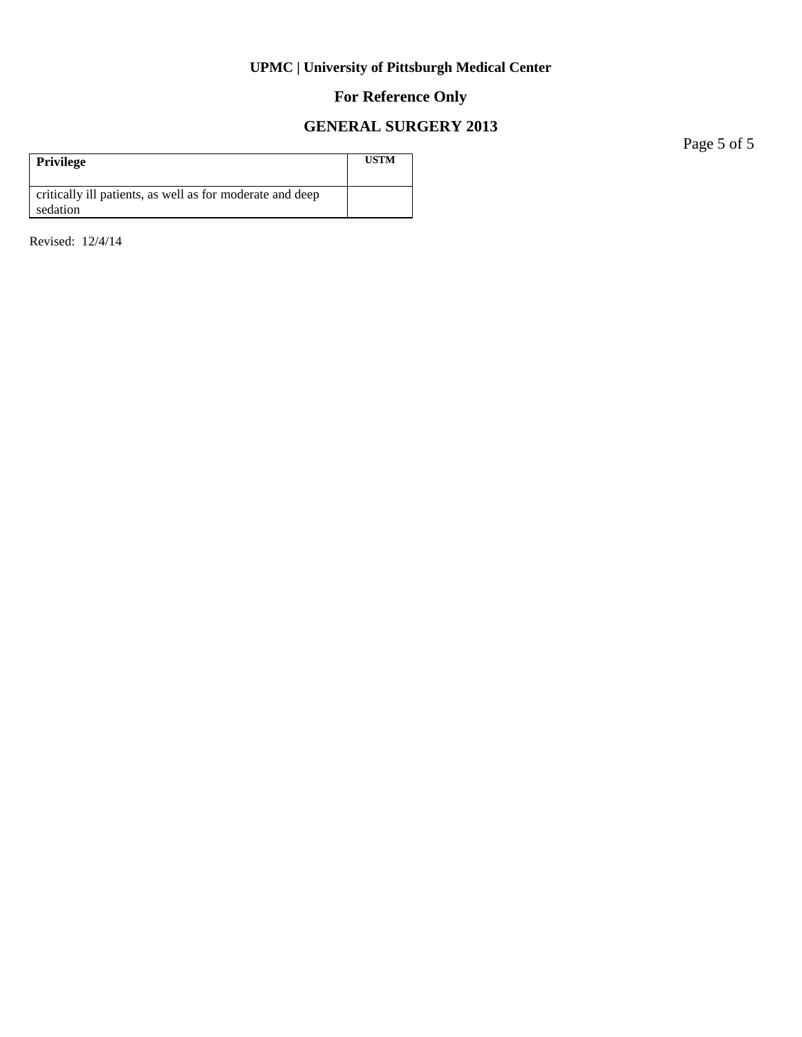| Privilege | USTM |
| --- | --- |
| critically ill patients, as well as for moderate and deep sedation | |

Revised: 12/4/14